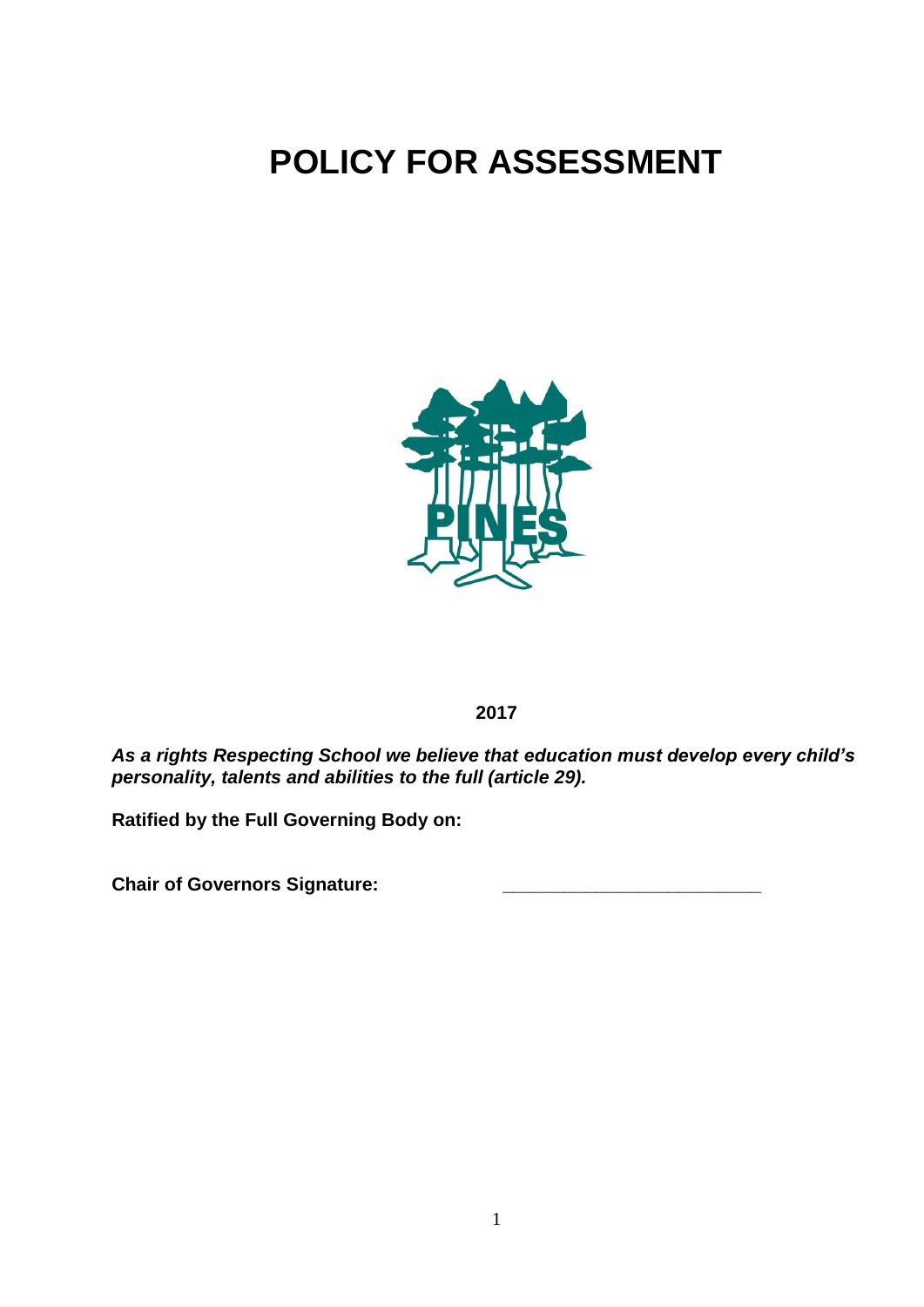# POLICY FOR ASSESSMENT

PINES

**2017**

***As a rights Respecting School we believe that education must develop every child's personality, talents and abilities to the full (article 29).***

**Ratified by the Full Governing Body on:**

**Chair of Governors Signature:** \_\_\_\_\_\_\_\_\_\_\_\_\_\_\_\_\_\_\_\_\_\_\_\_\_\_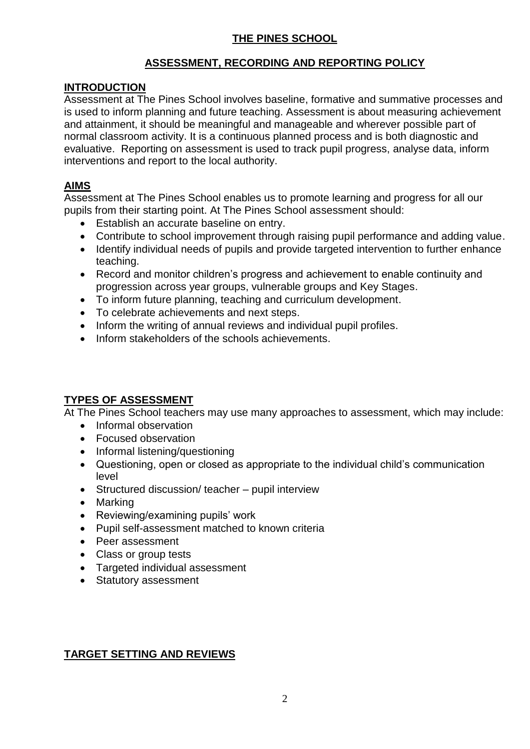# THE PINES SCHOOL

## ASSESSMENT, RECORDING AND REPORTING POLICY

### INTRODUCTION

Assessment at The Pines School involves baseline, formative and summative processes and is used to inform planning and future teaching. Assessment is about measuring achievement and attainment, it should be meaningful and manageable and wherever possible part of normal classroom activity. It is a continuous planned process and is both diagnostic and evaluative. Reporting on assessment is used to track pupil progress, analyse data, inform interventions and report to the local authority.

### AIMS

Assessment at The Pines School enables us to promote learning and progress for all our pupils from their starting point. At The Pines School assessment should:

- Establish an accurate baseline on entry.
- Contribute to school improvement through raising pupil performance and adding value.
- Identify individual needs of pupils and provide targeted intervention to further enhance teaching.
- Record and monitor children's progress and achievement to enable continuity and progression across year groups, vulnerable groups and Key Stages.
- To inform future planning, teaching and curriculum development.
- To celebrate achievements and next steps.
- Inform the writing of annual reviews and individual pupil profiles.
- Inform stakeholders of the schools achievements.

### TYPES OF ASSESSMENT

At The Pines School teachers may use many approaches to assessment, which may include:

- Informal observation
- Focused observation
- Informal listening/questioning
- Questioning, open or closed as appropriate to the individual child's communication level
- Structured discussion/ teacher – pupil interview
- Marking
- Reviewing/examining pupils' work
- Pupil self-assessment matched to known criteria
- Peer assessment
- Class or group tests
- Targeted individual assessment
- Statutory assessment

### TARGET SETTING AND REVIEWS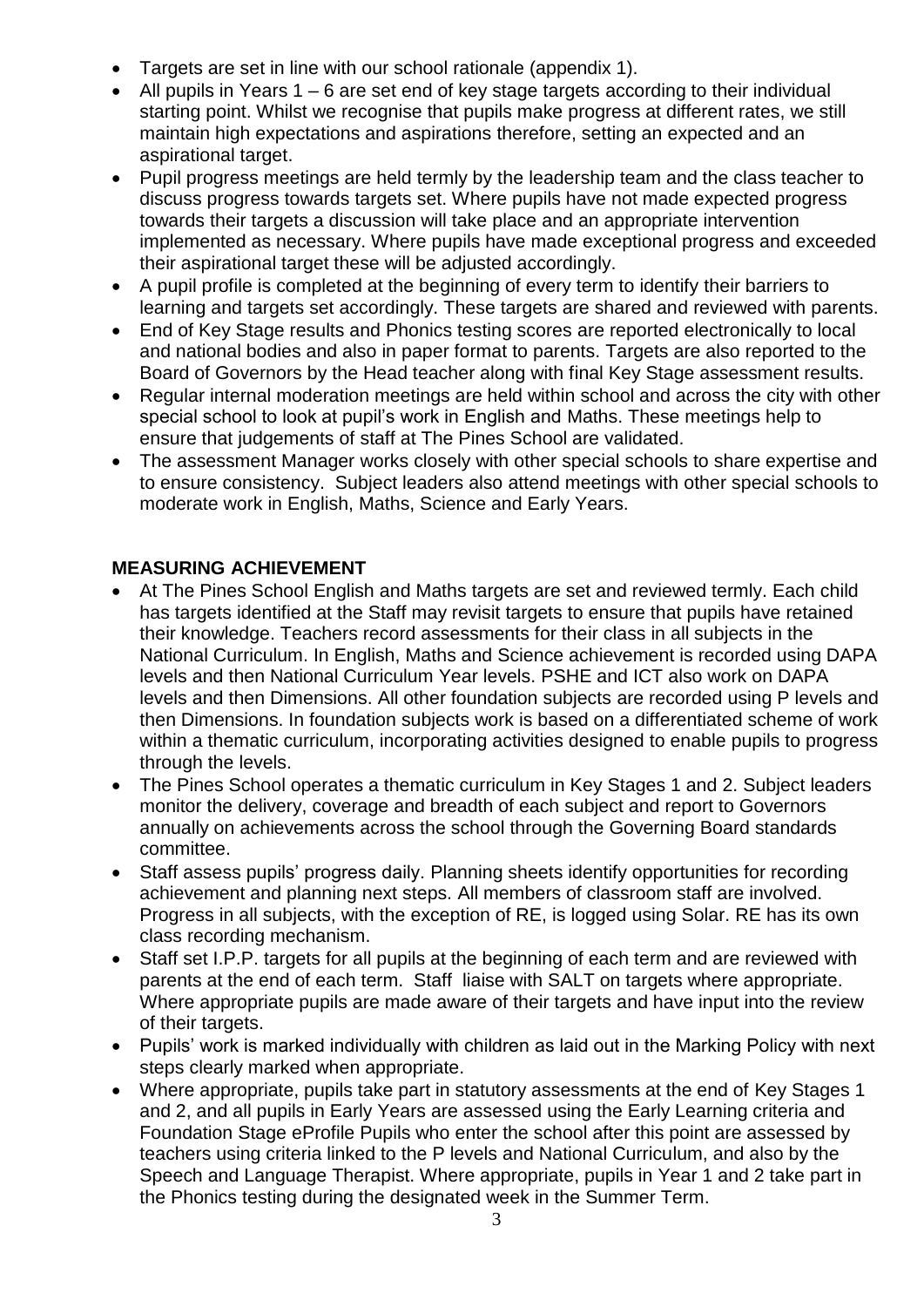- Targets are set in line with our school rationale (appendix 1).
- All pupils in Years 1 – 6 are set end of key stage targets according to their individual starting point. Whilst we recognise that pupils make progress at different rates, we still maintain high expectations and aspirations therefore, setting an expected and an aspirational target.
- Pupil progress meetings are held termly by the leadership team and the class teacher to discuss progress towards targets set. Where pupils have not made expected progress towards their targets a discussion will take place and an appropriate intervention implemented as necessary. Where pupils have made exceptional progress and exceeded their aspirational target these will be adjusted accordingly.
- A pupil profile is completed at the beginning of every term to identify their barriers to learning and targets set accordingly. These targets are shared and reviewed with parents.
- End of Key Stage results and Phonics testing scores are reported electronically to local and national bodies and also in paper format to parents. Targets are also reported to the Board of Governors by the Head teacher along with final Key Stage assessment results.
- Regular internal moderation meetings are held within school and across the city with other special school to look at pupil's work in English and Maths. These meetings help to ensure that judgements of staff at The Pines School are validated.
- The assessment Manager works closely with other special schools to share expertise and to ensure consistency. Subject leaders also attend meetings with other special schools to moderate work in English, Maths, Science and Early Years.

## MEASURING ACHIEVEMENT

- At The Pines School English and Maths targets are set and reviewed termly. Each child has targets identified at the Staff may revisit targets to ensure that pupils have retained their knowledge. Teachers record assessments for their class in all subjects in the National Curriculum. In English, Maths and Science achievement is recorded using DAPA levels and then National Curriculum Year levels. PSHE and ICT also work on DAPA levels and then Dimensions. All other foundation subjects are recorded using P levels and then Dimensions. In foundation subjects work is based on a differentiated scheme of work within a thematic curriculum, incorporating activities designed to enable pupils to progress through the levels.
- The Pines School operates a thematic curriculum in Key Stages 1 and 2. Subject leaders monitor the delivery, coverage and breadth of each subject and report to Governors annually on achievements across the school through the Governing Board standards committee.
- Staff assess pupils' progress daily. Planning sheets identify opportunities for recording achievement and planning next steps. All members of classroom staff are involved. Progress in all subjects, with the exception of RE, is logged using Solar. RE has its own class recording mechanism.
- Staff set I.P.P. targets for all pupils at the beginning of each term and are reviewed with parents at the end of each term. Staff liaise with SALT on targets where appropriate. Where appropriate pupils are made aware of their targets and have input into the review of their targets.
- Pupils' work is marked individually with children as laid out in the Marking Policy with next steps clearly marked when appropriate.
- Where appropriate, pupils take part in statutory assessments at the end of Key Stages 1 and 2, and all pupils in Early Years are assessed using the Early Learning criteria and Foundation Stage eProfile Pupils who enter the school after this point are assessed by teachers using criteria linked to the P levels and National Curriculum, and also by the Speech and Language Therapist. Where appropriate, pupils in Year 1 and 2 take part in the Phonics testing during the designated week in the Summer Term.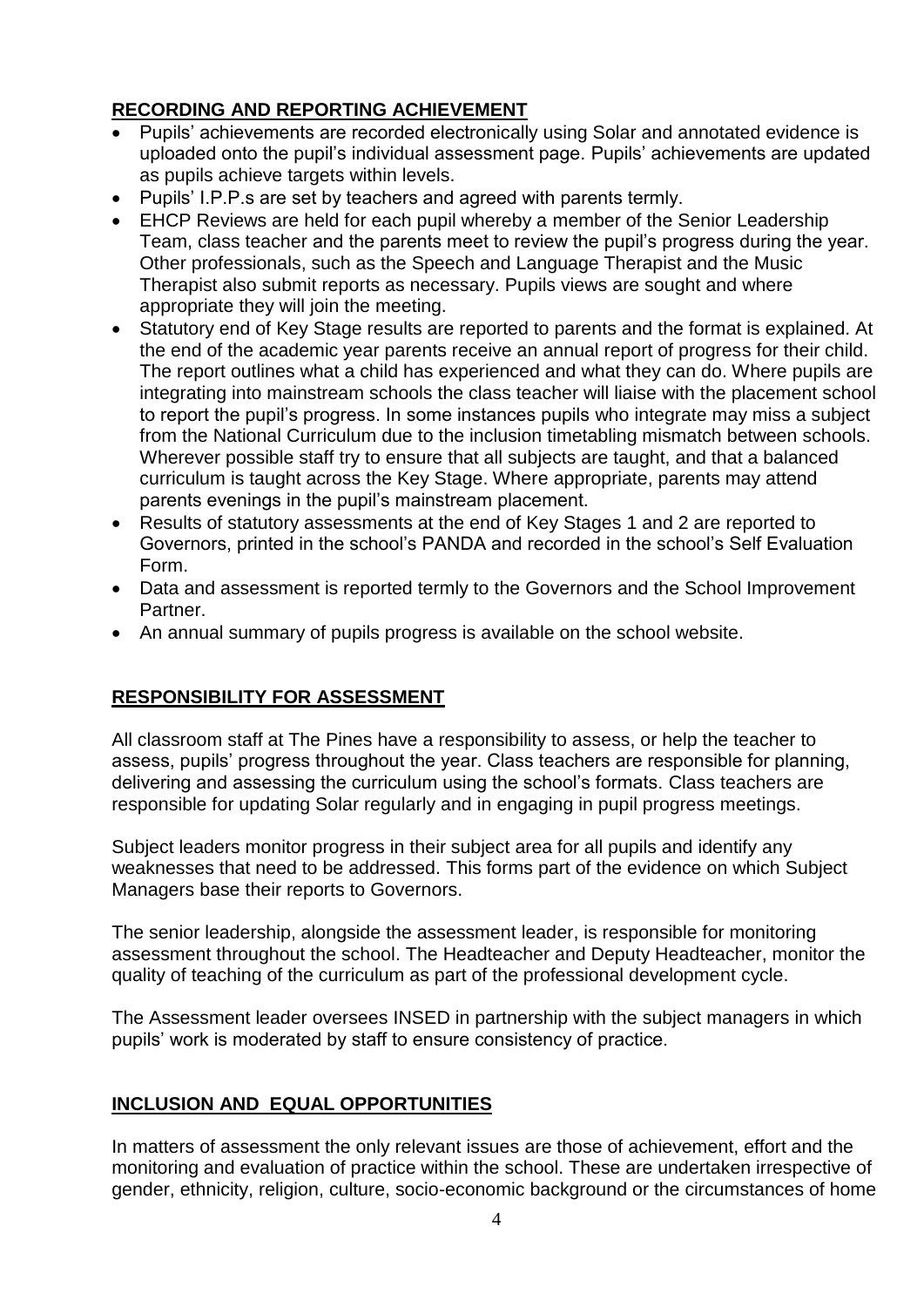## RECORDING AND REPORTING ACHIEVEMENT

- Pupils' achievements are recorded electronically using Solar and annotated evidence is uploaded onto the pupil's individual assessment page. Pupils' achievements are updated as pupils achieve targets within levels.
- Pupils' I.P.P.s are set by teachers and agreed with parents termly.
- EHCP Reviews are held for each pupil whereby a member of the Senior Leadership Team, class teacher and the parents meet to review the pupil's progress during the year. Other professionals, such as the Speech and Language Therapist and the Music Therapist also submit reports as necessary. Pupils views are sought and where appropriate they will join the meeting.
- Statutory end of Key Stage results are reported to parents and the format is explained. At the end of the academic year parents receive an annual report of progress for their child. The report outlines what a child has experienced and what they can do. Where pupils are integrating into mainstream schools the class teacher will liaise with the placement school to report the pupil's progress. In some instances pupils who integrate may miss a subject from the National Curriculum due to the inclusion timetabling mismatch between schools. Wherever possible staff try to ensure that all subjects are taught, and that a balanced curriculum is taught across the Key Stage. Where appropriate, parents may attend parents evenings in the pupil's mainstream placement.
- Results of statutory assessments at the end of Key Stages 1 and 2 are reported to Governors, printed in the school's PANDA and recorded in the school's Self Evaluation Form.
- Data and assessment is reported termly to the Governors and the School Improvement Partner.
- An annual summary of pupils progress is available on the school website.

## RESPONSIBILITY FOR ASSESSMENT

All classroom staff at The Pines have a responsibility to assess, or help the teacher to assess, pupils' progress throughout the year. Class teachers are responsible for planning, delivering and assessing the curriculum using the school's formats. Class teachers are responsible for updating Solar regularly and in engaging in pupil progress meetings.

Subject leaders monitor progress in their subject area for all pupils and identify any weaknesses that need to be addressed. This forms part of the evidence on which Subject Managers base their reports to Governors.

The senior leadership, alongside the assessment leader, is responsible for monitoring assessment throughout the school. The Headteacher and Deputy Headteacher, monitor the quality of teaching of the curriculum as part of the professional development cycle.

The Assessment leader oversees INSED in partnership with the subject managers in which pupils' work is moderated by staff to ensure consistency of practice.

## INCLUSION AND EQUAL OPPORTUNITIES

In matters of assessment the only relevant issues are those of achievement, effort and the monitoring and evaluation of practice within the school. These are undertaken irrespective of gender, ethnicity, religion, culture, socio-economic background or the circumstances of home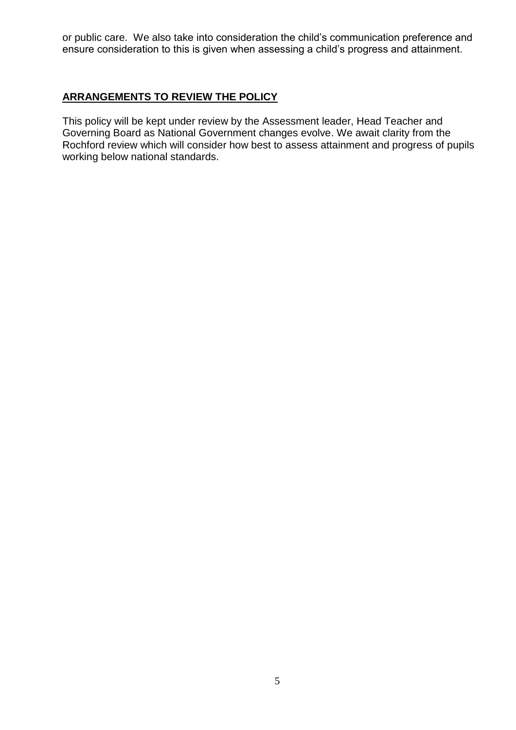or public care. We also take into consideration the child's communication preference and ensure consideration to this is given when assessing a child's progress and attainment.

## **ARRANGEMENTS TO REVIEW THE POLICY**

This policy will be kept under review by the Assessment leader, Head Teacher and Governing Board as National Government changes evolve. We await clarity from the Rochford review which will consider how best to assess attainment and progress of pupils working below national standards.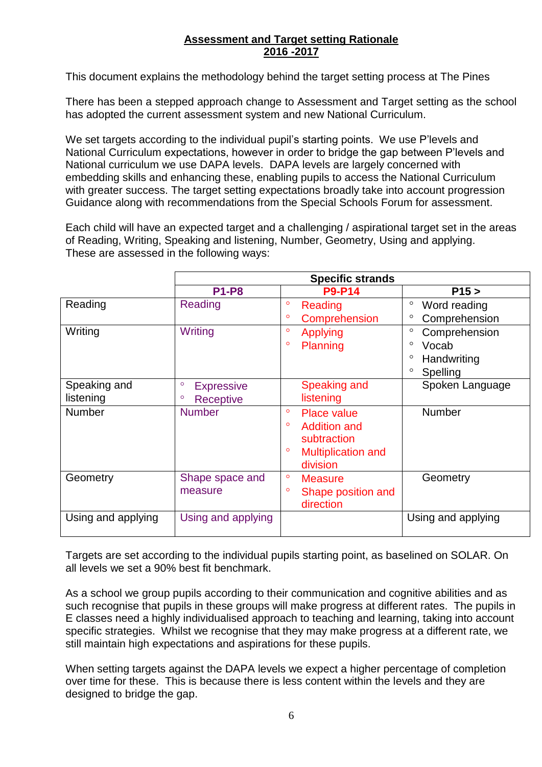**Assessment and Target setting Rationale**
**2016 -2017**

This document explains the methodology behind the target setting process at The Pines

There has been a stepped approach change to Assessment and Target setting as the school has adopted the current assessment system and new National Curriculum.

We set targets according to the individual pupil's starting points. We use P'levels and National Curriculum expectations, however in order to bridge the gap between P'levels and National curriculum we use DAPA levels. DAPA levels are largely concerned with embedding skills and enhancing these, enabling pupils to access the National Curriculum with greater success. The target setting expectations broadly take into account progression Guidance along with recommendations from the Special Schools Forum for assessment.

Each child will have an expected target and a challenging / aspirational target set in the areas of Reading, Writing, Speaking and listening, Number, Geometry, Using and applying. These are assessed in the following ways:

| | Specific strands | | |
|---|---|---|---|
| | **P1-P8** | **P9-P14** | **P15 >** |
| Reading | Reading | ◦ Reading<br>◦ Comprehension | ◦ Word reading<br>◦ Comprehension |
| Writing | Writing | ◦ Applying<br>◦ Planning | ◦ Comprehension<br>◦ Vocab<br>◦ Handwriting<br>◦ Spelling |
| Speaking and listening | ◦ Expressive<br>◦ Receptive | Speaking and listening | Spoken Language |
| Number | Number | ◦ Place value<br>◦ Addition and subtraction<br>◦ Multiplication and division | Number |
| Geometry | Shape space and measure | ◦ Measure<br>◦ Shape position and direction | Geometry |
| Using and applying | Using and applying | | Using and applying |

Targets are set according to the individual pupils starting point, as baselined on SOLAR. On all levels we set a 90% best fit benchmark.

As a school we group pupils according to their communication and cognitive abilities and as such recognise that pupils in these groups will make progress at different rates. The pupils in E classes need a highly individualised approach to teaching and learning, taking into account specific strategies. Whilst we recognise that they may make progress at a different rate, we still maintain high expectations and aspirations for these pupils.

When setting targets against the DAPA levels we expect a higher percentage of completion over time for these. This is because there is less content within the levels and they are designed to bridge the gap.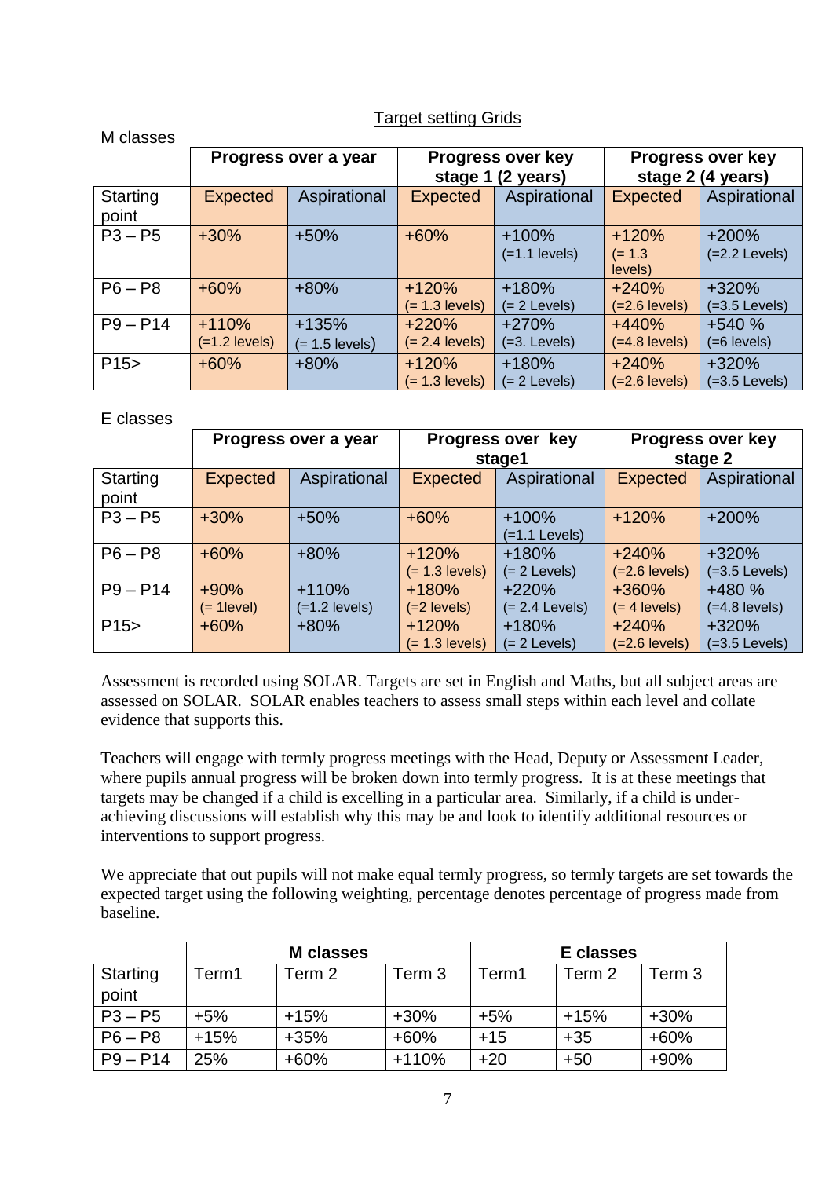## Target setting Grids

M classes

| | Progress over a year | | Progress over key stage 1 (2 years) | | Progress over key stage 2 (4 years) | |
|---|---|---|---|---|---|---|
| Starting point | Expected | Aspirational | Expected | Aspirational | Expected | Aspirational |
| P3 – P5 | +30% | +50% | +60% | +100% (=1.1 levels) | +120% (= 1.3 levels) | +200% (=2.2 Levels) |
| P6 – P8 | +60% | +80% | +120% (= 1.3 levels) | +180% (= 2 Levels) | +240% (=2.6 levels) | +320% (=3.5 Levels) |
| P9 – P14 | +110% (=1.2 levels) | +135% (= 1.5 levels) | +220% (= 2.4 levels) | +270% (=3. Levels) | +440% (=4.8 levels) | +540 % (=6 levels) |
| P15> | +60% | +80% | +120% (= 1.3 levels) | +180% (= 2 Levels) | +240% (=2.6 levels) | +320% (=3.5 Levels) |

E classes

| | Progress over a year | | Progress over key stage1 | | Progress over key stage 2 | |
|---|---|---|---|---|---|---|
| Starting point | Expected | Aspirational | Expected | Aspirational | Expected | Aspirational |
| P3 – P5 | +30% | +50% | +60% | +100% (=1.1 Levels) | +120% | +200% |
| P6 – P8 | +60% | +80% | +120% (= 1.3 levels) | +180% (= 2 Levels) | +240% (=2.6 levels) | +320% (=3.5 Levels) |
| P9 – P14 | +90% (= 1level) | +110% (=1.2 levels) | +180% (=2 levels) | +220% (= 2.4 Levels) | +360% (= 4 levels) | +480 % (=4.8 levels) |
| P15> | +60% | +80% | +120% (= 1.3 levels) | +180% (= 2 Levels) | +240% (=2.6 levels) | +320% (=3.5 Levels) |

Assessment is recorded using SOLAR. Targets are set in English and Maths, but all subject areas are assessed on SOLAR. SOLAR enables teachers to assess small steps within each level and collate evidence that supports this.

Teachers will engage with termly progress meetings with the Head, Deputy or Assessment Leader, where pupils annual progress will be broken down into termly progress. It is at these meetings that targets may be changed if a child is excelling in a particular area. Similarly, if a child is under-achieving discussions will establish why this may be and look to identify additional resources or interventions to support progress.

We appreciate that out pupils will not make equal termly progress, so termly targets are set towards the expected target using the following weighting, percentage denotes percentage of progress made from baseline.

| | M classes | | | E classes | | |
|---|---|---|---|---|---|---|
| Starting point | Term1 | Term 2 | Term 3 | Term1 | Term 2 | Term 3 |
| P3 – P5 | +5% | +15% | +30% | +5% | +15% | +30% |
| P6 – P8 | +15% | +35% | +60% | +15 | +35 | +60% |
| P9 – P14 | 25% | +60% | +110% | +20 | +50 | +90% |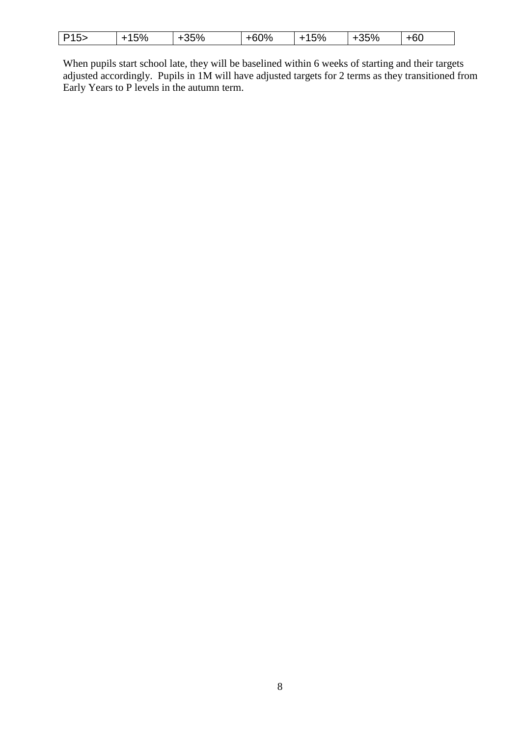| | | | | | | |
|---|---|---|---|---|---|---|
| P15> | +15% | +35% | +60% | +15% | +35% | +60 |

When pupils start school late, they will be baselined within 6 weeks of starting and their targets adjusted accordingly. Pupils in 1M will have adjusted targets for 2 terms as they transitioned from Early Years to P levels in the autumn term.